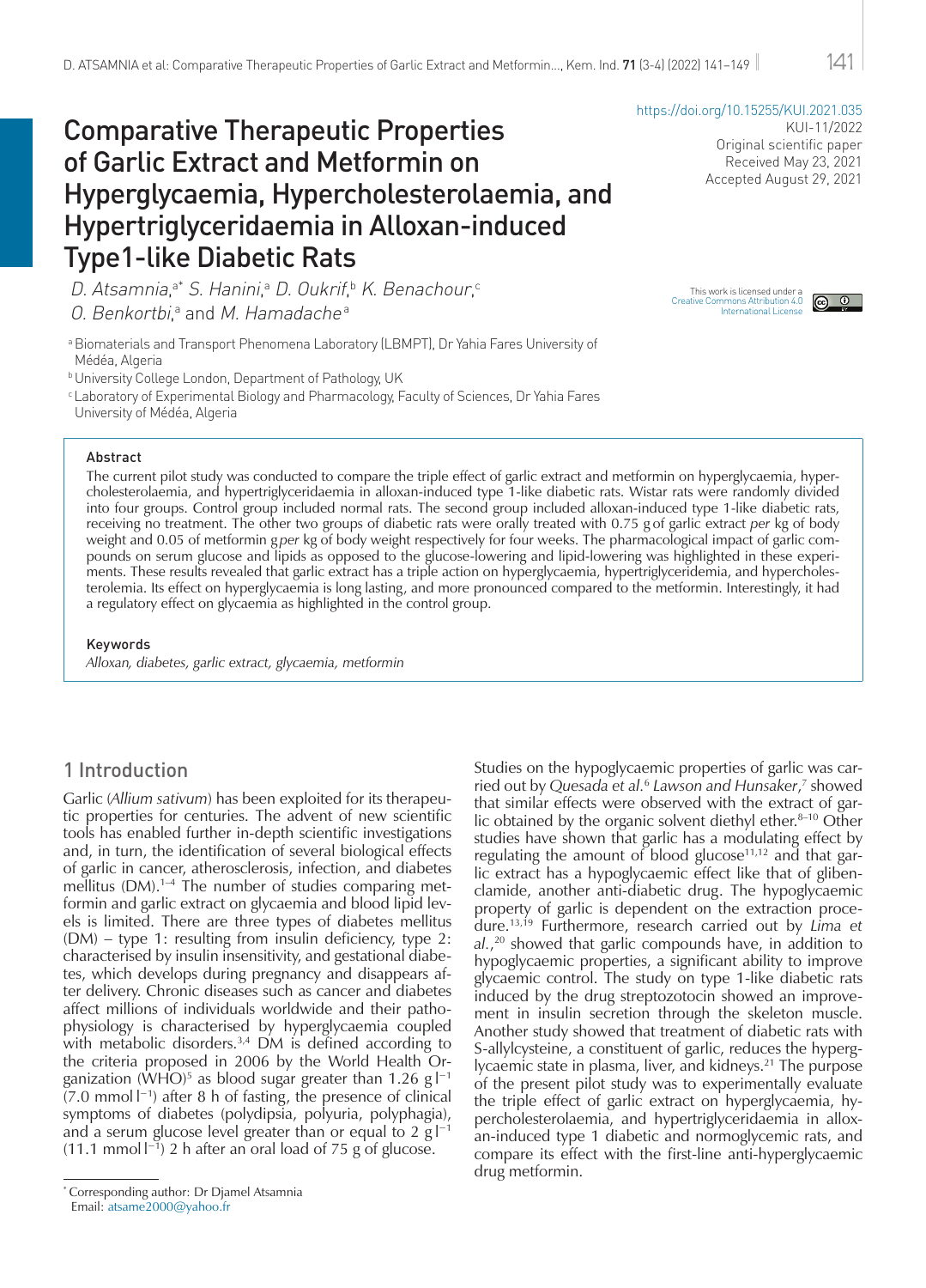https://doi.org/10.15255/KUI.2021.035

KUI-11/2022
Original scientific paper
Received May 23, 2021
Accepted August 29, 2021

# Comparative Therapeutic Properties of Garlic Extract and Metformin on Hyperglycaemia, Hypercholesterolaemia, and Hypertriglyceridaemia in Alloxan-induced Type1-like Diabetic Rats

*D. Atsamnia*,[a*] *S. Hanini*,[a] *D. Oukrif*,[b] *K. Benachour*,[c] *O. Benkortbi*,[a] and *M. Hamadache*[a]

This work is licensed under a Creative Commons Attribution 4.0 International License

[a] Biomaterials and Transport Phenomena Laboratory (LBMPT), Dr Yahia Fares University of Médéa, Algeria

[b] University College London, Department of Pathology, UK

[c] Laboratory of Experimental Biology and Pharmacology, Faculty of Sciences, Dr Yahia Fares University of Médéa, Algeria

## Abstract

The current pilot study was conducted to compare the triple effect of garlic extract and metformin on hyperglycaemia, hypercholesterolaemia, and hypertriglyceridaemia in alloxan-induced type 1-like diabetic rats. Wistar rats were randomly divided into four groups. Control group included normal rats. The second group included alloxan-induced type 1-like diabetic rats, receiving no treatment. The other two groups of diabetic rats were orally treated with 0.75 g of garlic extract *per* kg of body weight and 0.05 of metformin g *per* kg of body weight respectively for four weeks. The pharmacological impact of garlic compounds on serum glucose and lipids as opposed to the glucose-lowering and lipid-lowering was highlighted in the experiments. These results revealed that garlic extract has a triple action on hyperglycaemia, hypertriglyceridemia, and hypercholesterolemia. Its effect on hyperglycaemia is long lasting, and more pronounced compared to the metformin. Interestingly, it had a regulatory effect on glycaemia as highlighted in the control group.

### Keywords

*Alloxan, diabetes, garlic extract, glycaemia, metformin*

## 1 Introduction

Garlic (*Allium sativum*) has been exploited for its therapeutic properties for centuries. The advent of new scientific tools has enabled further in-depth scientific investigations and, in turn, the identification of several biological effects of garlic in cancer, atherosclerosis, infection, and diabetes mellitus (DM).[1–4] The number of studies comparing metformin and garlic extract on glycaemia and blood lipid levels is limited. There are three types of diabetes mellitus (DM) – type 1: resulting from insulin deficiency, type 2: characterised by insulin insensitivity, and gestational diabetes, which develops during pregnancy and disappears after delivery. Chronic diseases such as cancer and diabetes affect millions of individuals worldwide and their pathophysiology is characterised by hyperglycaemia coupled with metabolic disorders.[3,4] DM is defined according to the criteria proposed in 2006 by the World Health Organization (WHO)[5] as blood sugar greater than 1.26 g $l^{-1}$ (7.0 mmol $l^{-1}$) after 8 h of fasting, the presence of clinical symptoms of diabetes (polydipsia, polyuria, polyphagia), and a serum glucose level greater than or equal to 2 g $l^{-1}$ (11.1 mmol $l^{-1}$) 2 h after an oral load of 75 g of glucose.

Studies on the hypoglycaemic properties of garlic was carried out by *Quesada et al.*[6] *Lawson and Hunsaker*,[7] showed that similar effects were observed with the extract of garlic obtained by the organic solvent diethyl ether.[8–10] Other studies have shown that garlic has a modulating effect by regulating the amount of blood glucose[11,12] and that garlic extract has a hypoglycaemic effect like that of glibenclamide, another anti-diabetic drug. The hypoglycaemic property of garlic is dependent on the extraction procedure.[13,19] Furthermore, research carried out by *Lima et al.*,[20] showed that garlic compounds have, in addition to hypoglycaemic properties, a significant ability to improve glycaemic control. The study on type 1-like diabetic rats induced by the drug streptozotocin showed an improvement in insulin secretion through the skeleton muscle. Another study showed that treatment of diabetic rats with S-allylcysteine, a constituent of garlic, reduces the hyperglycaemic state in plasma, liver, and kidneys.[21] The purpose of the present pilot study was to experimentally evaluate the triple effect of garlic extract on hyperglycaemia, hypercholesterolaemia, and hypertriglyceridaemia in alloxan-induced type 1 diabetic and normoglycemic rats, and compare its effect with the first-line anti-hyperglycaemic drug metformin.

[*] Corresponding author: Dr Djamel Atsamnia
Email: atsame2000@yahoo.fr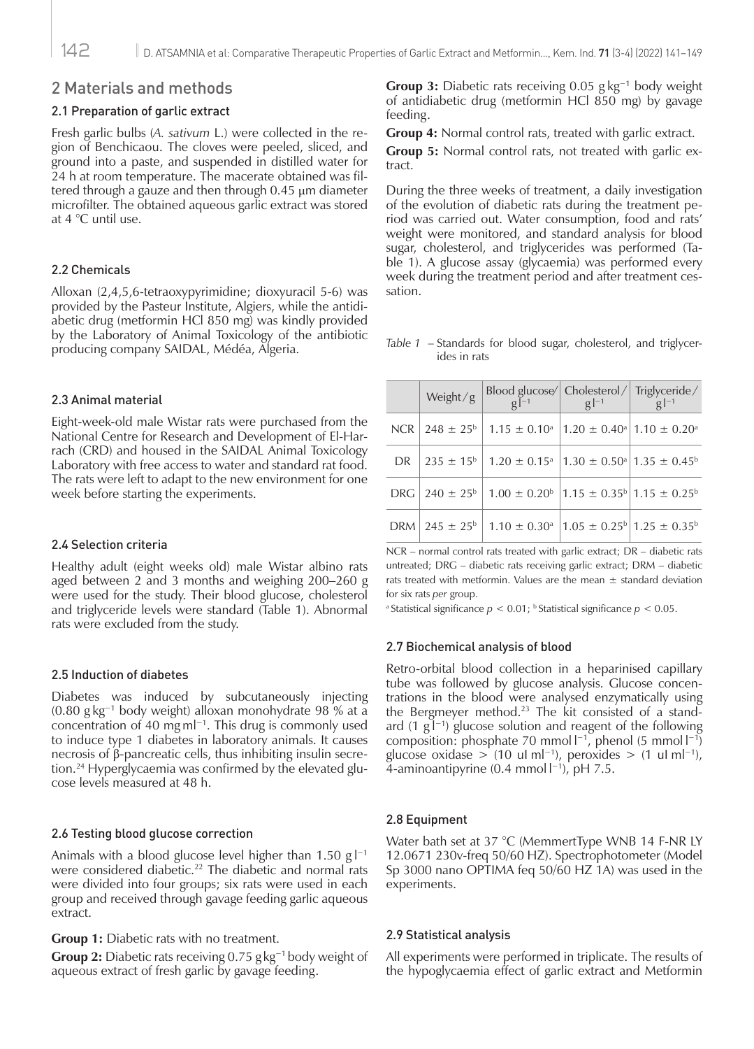## 2 Materials and methods

### 2.1 Preparation of garlic extract

Fresh garlic bulbs (*A. sativum* L.) were collected in the region of Benchicaou. The cloves were peeled, sliced, and ground into a paste, and suspended in distilled water for 24 h at room temperature. The macerate obtained was filtered through a gauze and then through 0.45 µm diameter microfilter. The obtained aqueous garlic extract was stored at 4 °C until use.

### 2.2 Chemicals

Alloxan (2,4,5,6-tetraoxypyrimidine; dioxyuracil 5-6) was provided by the Pasteur Institute, Algiers, while the antidiabetic drug (metformin HCl 850 mg) was kindly provided by the Laboratory of Animal Toxicology of the antibiotic producing company SAIDAL, Médéa, Algeria.

### 2.3 Animal material

Eight-week-old male Wistar rats were purchased from the National Centre for Research and Development of El-Harrach (CRD) and housed in the SAIDAL Animal Toxicology Laboratory with free access to water and standard rat food. The rats were left to adapt to the new environment for one week before starting the experiments.

### 2.4 Selection criteria

Healthy adult (eight weeks old) male Wistar albino rats aged between 2 and 3 months and weighing 200–260 g were used for the study. Their blood glucose, cholesterol and triglyceride levels were standard (Table 1). Abnormal rats were excluded from the study.

### 2.5 Induction of diabetes

Diabetes was induced by subcutaneously injecting (0.80 $g\,kg^{-1}$ body weight) alloxan monohydrate 98 % at a concentration of 40 $mg\,ml^{-1}$. This drug is commonly used to induce type 1 diabetes in laboratory animals. It causes necrosis of β-pancreatic cells, thus inhibiting insulin secretion.[24] Hyperglycaemia was confirmed by the elevated glucose levels measured at 48 h.

### 2.6 Testing blood glucose correction

Animals with a blood glucose level higher than 1.50 $g\,l^{-1}$ were considered diabetic.[22] The diabetic and normal rats were divided into four groups; six rats were used in each group and received through gavage feeding garlic aqueous extract.

**Group 1:** Diabetic rats with no treatment.

**Group 2:** Diabetic rats receiving 0.75 $g\,kg^{-1}$ body weight of aqueous extract of fresh garlic by gavage feeding.

**Group 3:** Diabetic rats receiving 0.05 $g\,kg^{-1}$ body weight of antidiabetic drug (metformin HCl 850 mg) by gavage feeding.

**Group 4:** Normal control rats, treated with garlic extract.

**Group 5:** Normal control rats, not treated with garlic extract.

During the three weeks of treatment, a daily investigation of the evolution of diabetic rats during the treatment period was carried out. Water consumption, food and rats' weight were monitored, and standard analysis for blood sugar, cholesterol, and triglycerides was performed (Table 1). A glucose assay (glycaemia) was performed every week during the treatment period and after treatment cessation.

*Table 1* – Standards for blood sugar, cholesterol, and triglycerides in rats

| | Weight/g | Blood glucose/ $g\,l^{-1}$ | Cholesterol/ $g\,l^{-1}$ | Triglyceride/ $g\,l^{-1}$ |
|---|---|---|---|---|
| NCR | $248 \pm 25^{b}$ | $1.15 \pm 0.10^{a}$ | $1.20 \pm 0.40^{a}$ | $1.10 \pm 0.20^{a}$ |
| DR | $235 \pm 15^{b}$ | $1.20 \pm 0.15^{a}$ | $1.30 \pm 0.50^{a}$ | $1.35 \pm 0.45^{b}$ |
| DRG | $240 \pm 25^{b}$ | $1.00 \pm 0.20^{b}$ | $1.15 \pm 0.35^{b}$ | $1.15 \pm 0.25^{b}$ |
| DRM | $245 \pm 25^{b}$ | $1.10 \pm 0.30^{a}$ | $1.05 \pm 0.25^{b}$ | $1.25 \pm 0.35^{b}$ |

NCR – normal control rats treated with garlic extract; DR – diabetic rats untreated; DRG – diabetic rats receiving garlic extract; DRM – diabetic rats treated with metformin. Values are the mean ± standard deviation for six rats *per* group.

[a] Statistical significance $p < 0.01$; [b] Statistical significance $p < 0.05$.

### 2.7 Biochemical analysis of blood

Retro-orbital blood collection in a heparinised capillary tube was followed by glucose analysis. Glucose concentrations in the blood were analysed enzymatically using the Bergmeyer method.[23] The kit consisted of a standard (1 $g\,l^{-1}$) glucose solution and reagent of the following composition: phosphate 70 $mmol\,l^{-1}$, phenol (5 $mmol\,l^{-1}$) glucose oxidase > (10 $ul\,ml^{-1}$), peroxides > (1 $ul\,ml^{-1}$), 4-aminoantipyrine (0.4 $mmol\,l^{-1}$), pH 7.5.

### 2.8 Equipment

Water bath set at 37 °C (MemmertType WNB 14 F-NR LY 12.0671 230v-freq 50/60 HZ). Spectrophotometer (Model Sp 3000 nano OPTIMA feq 50/60 HZ 1A) was used in the experiments.

### 2.9 Statistical analysis

All experiments were performed in triplicate. The results of the hypoglycaemia effect of garlic extract and Metformin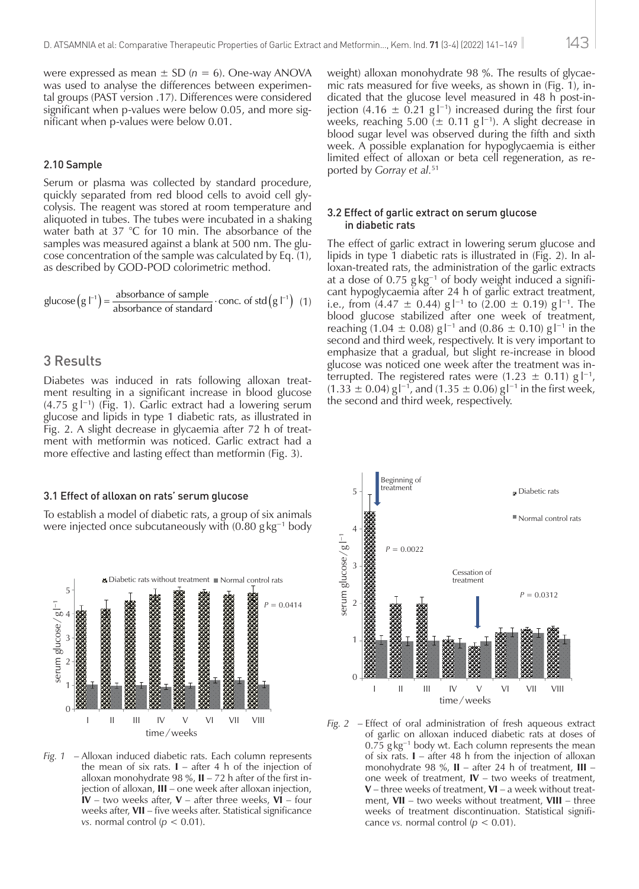were expressed as mean ± SD ($n = 6$). One-way ANOVA was used to analyse the differences between experimental groups (PAST version .17). Differences were considered significant when p-values were below 0.05, and more significant when p-values were below 0.01.

### 2.10 Sample

Serum or plasma was collected by standard procedure, quickly separated from red blood cells to avoid cell glycolysis. The reagent was stored at room temperature and aliquoted in tubes. The tubes were incubated in a shaking water bath at 37 °C for 10 min. The absorbance of the samples was measured against a blank at 500 nm. The glucose concentration of the sample was calculated by Eq. (1), as described by GOD-POD colorimetric method.

$$\text{glucose}\left(\text{g l}^{-1}\right) = \frac{\text{absorbance of sample}}{\text{absorbance of standard}} \cdot \text{conc. of std}\left(\text{g l}^{-1}\right) \quad (1)$$

## 3 Results

Diabetes was induced in rats following alloxan treatment resulting in a significant increase in blood glucose (4.75 g $l^{-1}$) (Fig. 1). Garlic extract had a lowering serum glucose and lipids in type 1 diabetic rats, as illustrated in Fig. 2. A slight decrease in glycaemia after 72 h of treatment with metformin was noticed. Garlic extract had a more effective and lasting effect than metformin (Fig. 3).

### 3.1 Effect of alloxan on rats' serum glucose

To establish a model of diabetic rats, a group of six animals were injected once subcutaneously with (0.80 g $kg^{-1}$ body weight) alloxan monohydrate 98 %. The results of glycaemic rats measured for five weeks, as shown in (Fig. 1), indicated that the glucose level measured in 48 h post-injection (4.16 ± 0.21 g $l^{-1}$) increased during the first four weeks, reaching 5.00 (± 0.11 g $l^{-1}$). A slight decrease in blood sugar level was observed during the fifth and sixth week. A possible explanation for hypoglycaemia is either limited effect of alloxan or beta cell regeneration, as reported by *Gorray et al.*[51]

*Fig. 1* – Alloxan induced diabetic rats. Each column represents the mean of six rats. **I** – after 4 h of the injection of alloxan monohydrate 98 %, **II** – 72 h after of the first injection of alloxan, **III** – one week after alloxan injection, **IV** – two weeks after, **V** – after three weeks, **VI** – four weeks after, **VII** – five weeks after. Statistical significance *vs.* normal control ($p < 0.01$).

### 3.2 Effect of garlic extract on serum glucose in diabetic rats

The effect of garlic extract in lowering serum glucose and lipids in type 1 diabetic rats is illustrated in (Fig. 2). In alloxan-treated rats, the administration of the garlic extracts at a dose of 0.75 g $kg^{-1}$ of body weight induced a significant hypoglycaemia after 24 h of garlic extract treatment, i.e., from (4.47 ± 0.44) g $l^{-1}$ to (2.00 ± 0.19) g $l^{-1}$. The blood glucose stabilized after one week of treatment, reaching (1.04 ± 0.08) g $l^{-1}$ and (0.86 ± 0.10) g $l^{-1}$ in the second and third week, respectively. It is very important to emphasize that a gradual, but slight re-increase in blood glucose was noticed one week after the treatment was interrupted. The registered rates were (1.23 ± 0.11) g $l^{-1}$, (1.33 ± 0.04) g $l^{-1}$, and (1.35 ± 0.06) g $l^{-1}$ in the first week, the second and third week, respectively.

*Fig. 2* – Effect of oral administration of fresh aqueous extract of garlic on alloxan induced diabetic rats at doses of 0.75 g $kg^{-1}$ body wt. Each column represents the mean of six rats. **I** – after 48 h from the injection of alloxan monohydrate 98 %, **II** – after 24 h of treatment, **III** – one week of treatment, **IV** – two weeks of treatment, **V** – three weeks of treatment, **VI** – a week without treatment, **VII** – two weeks without treatment, **VIII** – three weeks of treatment discontinuation. Statistical significance *vs.* normal control ($p < 0.01$).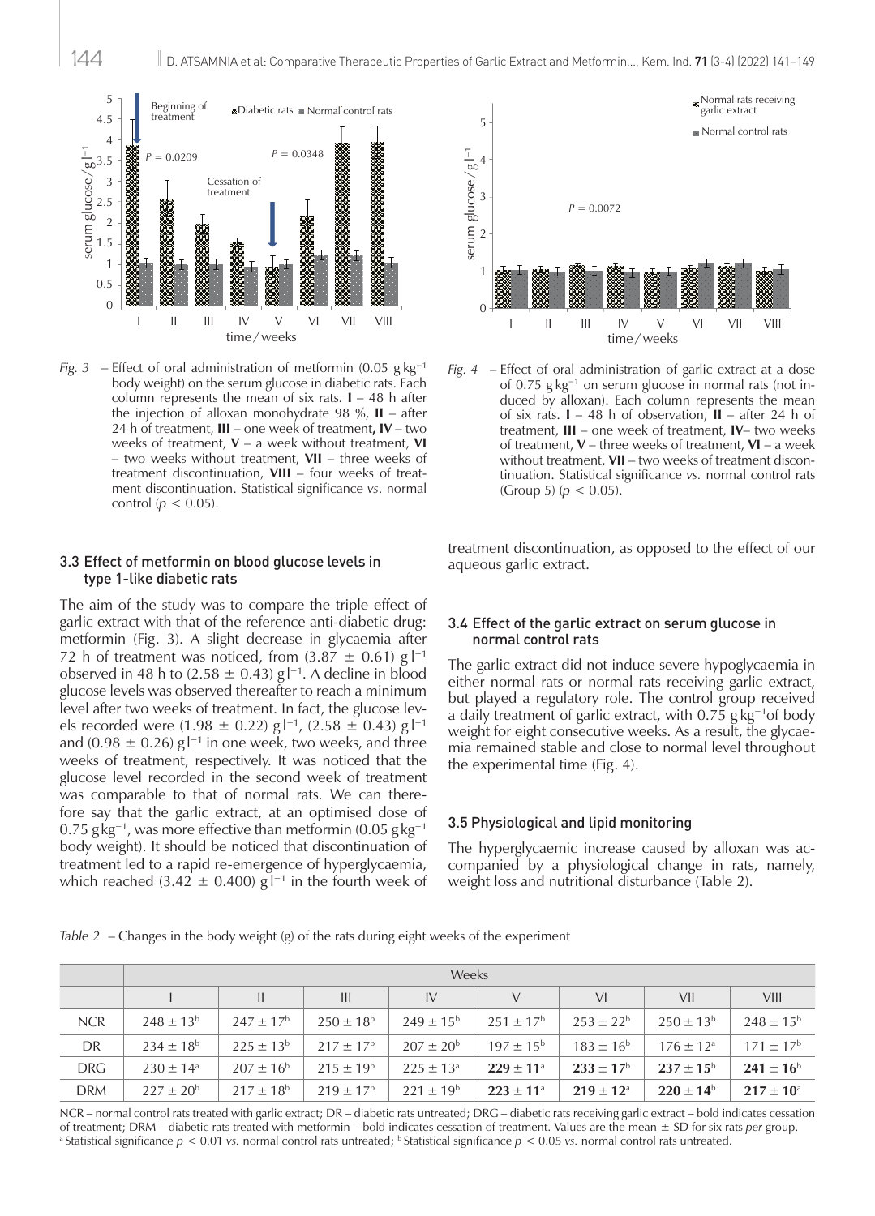*Fig. 3* – Effect of oral administration of metformin (0.05 g kg$^{-1}$ body weight) on the serum glucose in diabetic rats. Each column represents the mean of six rats. **I** – 48 h after the injection of alloxan monohydrate 98 %, **II** – after 24 h of treatment, **III** – one week of treatment**, IV** – two weeks of treatment, **V** – a week without treatment, **VI** – two weeks without treatment, **VII** – three weeks of treatment discontinuation, **VIII** – four weeks of treatment discontinuation. Statistical significance *vs*. normal control ($p < 0.05$).

*Fig. 4* – Effect of oral administration of garlic extract at a dose of 0.75 g kg$^{-1}$ on serum glucose in normal rats (not induced by alloxan). Each column represents the mean of six rats. **I** – 48 h of observation, **II** – after 24 h of treatment, **III** – one week of treatment, **IV**– two weeks of treatment, **V** – three weeks of treatment, **VI** – a week without treatment, **VII** – two weeks of treatment discontinuation. Statistical significance *vs.* normal control rats (Group 5) ($p < 0.05$).

### 3.3 Effect of metformin on blood glucose levels in type 1-like diabetic rats

The aim of the study was to compare the triple effect of garlic extract with that of the reference anti-diabetic drug: metformin (Fig. 3). A slight decrease in glycaemia after 72 h of treatment was noticed, from (3.87 ± 0.61) g l$^{-1}$ observed in 48 h to (2.58 ± 0.43) g l$^{-1}$. A decline in blood glucose levels was observed thereafter to reach a minimum level after two weeks of treatment. In fact, the glucose levels recorded were (1.98 ± 0.22) g l$^{-1}$, (2.58 ± 0.43) g l$^{-1}$ and (0.98 ± 0.26) g l$^{-1}$ in one week, two weeks, and three weeks of treatment, respectively. It was noticed that the glucose level recorded in the second week of treatment was comparable to that of normal rats. We can therefore say that the garlic extract, at an optimised dose of 0.75 g kg$^{-1}$, was more effective than metformin (0.05 g kg$^{-1}$ body weight). It should be noticed that discontinuation of treatment led to a rapid re-emergence of hyperglycaemia, which reached (3.42 ± 0.400) g l$^{-1}$ in the fourth week of treatment discontinuation, as opposed to the effect of our aqueous garlic extract.

### 3.4 Effect of the garlic extract on serum glucose in normal control rats

The garlic extract did not induce severe hypoglycaemia in either normal rats or normal rats receiving garlic extract, but played a regulatory role. The control group received a daily treatment of garlic extract, with 0.75 g kg$^{-1}$of body weight for eight consecutive weeks. As a result, the glycaemia remained stable and close to normal level throughout the experimental time (Fig. 4).

### 3.5 Physiological and lipid monitoring

The hyperglycaemic increase caused by alloxan was accompanied by a physiological change in rats, namely, weight loss and nutritional disturbance (Table 2).

*Table 2* – Changes in the body weight (g) of the rats during eight weeks of the experiment

| | Weeks | | | | | | | |
|---|---|---|---|---|---|---|---|---|
| | I | II | III | IV | V | VI | VII | VIII |
| NCR | 248 ± 13[b] | 247 ± 17[b] | 250 ± 18[b] | 249 ± 15[b] | 251 ± 17[b] | 253 ± 22[b] | 250 ± 13[b] | 248 ± 15[b] |
| DR | 234 ± 18[b] | 225 ± 13[b] | 217 ± 17[b] | 207 ± 20[b] | 197 ± 15[b] | 183 ± 16[b] | 176 ± 12[a] | 171 ± 17[b] |
| DRG | 230 ± 14[a] | 207 ± 16[b] | 215 ± 19[b] | 225 ± 13[a] | **229 ± 11**[a] | **233 ± 17**[b] | **237 ± 15**[b] | **241 ± 16**[b] |
| DRM | 227 ± 20[b] | 217 ± 18[b] | 219 ± 17[b] | 221 ± 19[b] | **223 ± 11**[a] | **219 ± 12**[a] | **220 ± 14**[b] | **217 ± 10**[a] |

NCR – normal control rats treated with garlic extract; DR – diabetic rats untreated; DRG – diabetic rats receiving garlic extract – bold indicates cessation of treatment; DRM – diabetic rats treated with metformin – bold indicates cessation of treatment. Values are the mean ± SD for six rats *per* group.
[a] Statistical significance $p < 0.01$ *vs.* normal control rats untreated; [b] Statistical significance $p < 0.05$ *vs.* normal control rats untreated.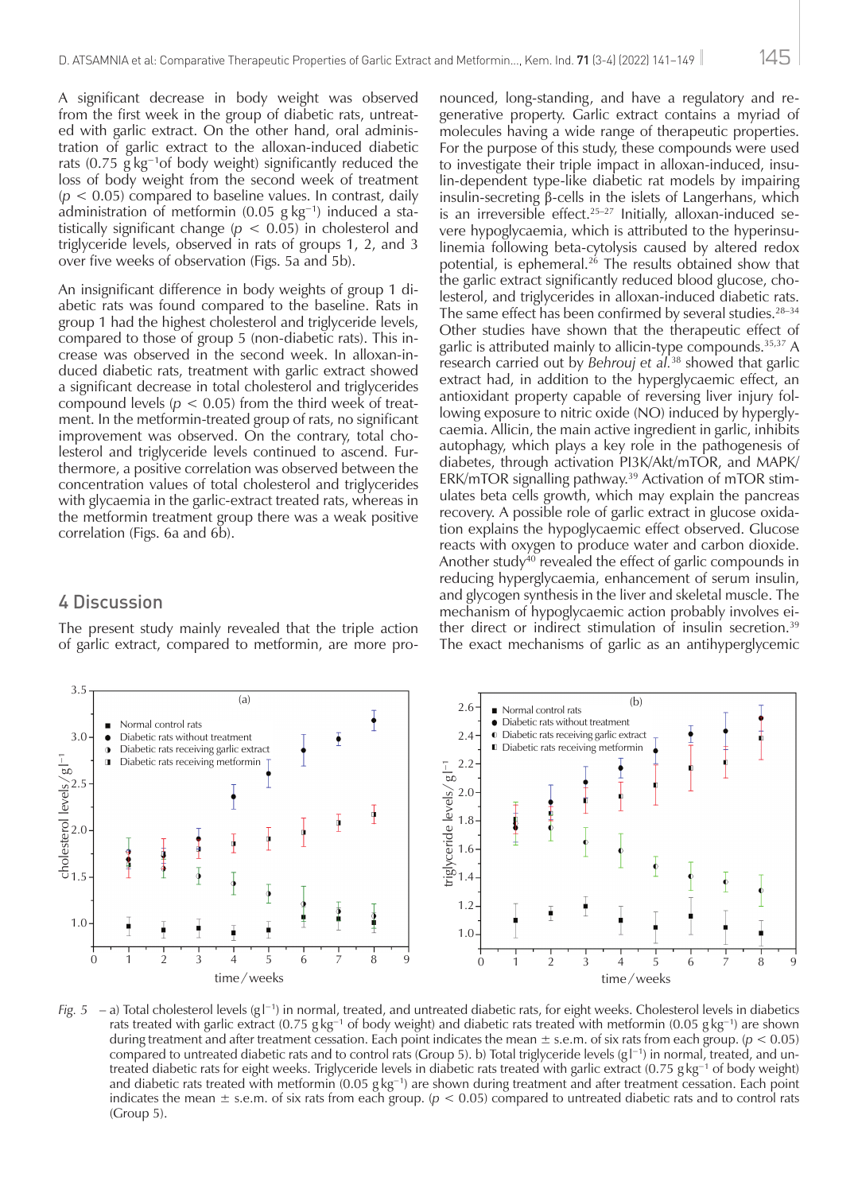A significant decrease in body weight was observed from the first week in the group of diabetic rats, untreated with garlic extract. On the other hand, oral administration of garlic extract to the alloxan-induced diabetic rats (0.75 g kg$^{-1}$of body weight) significantly reduced the loss of body weight from the second week of treatment ($p < 0.05$) compared to baseline values. In contrast, daily administration of metformin (0.05 g kg$^{-1}$) induced a statistically significant change ($p < 0.05$) in cholesterol and triglyceride levels, observed in rats of groups 1, 2, and 3 over five weeks of observation (Figs. 5a and 5b).

An insignificant difference in body weights of group 1 diabetic rats was found compared to the baseline. Rats in group 1 had the highest cholesterol and triglyceride levels, compared to those of group 5 (non-diabetic rats). This increase was observed in the second week. In alloxan-induced diabetic rats, treatment with garlic extract showed a significant decrease in total cholesterol and triglycerides compound levels ($p < 0.05$) from the third week of treatment. In the metformin-treated group of rats, no significant improvement was observed. On the contrary, total cholesterol and triglyceride levels continued to ascend. Furthermore, a positive correlation was observed between the concentration values of total cholesterol and triglycerides with glycaemia in the garlic-extract treated rats, whereas in the metformin treatment group there was a weak positive correlation (Figs. 6a and 6b).

## 4 Discussion

The present study mainly revealed that the triple action of garlic extract, compared to metformin, are more pronounced, long-standing, and have a regulatory and regenerative property. Garlic extract contains a myriad of molecules having a wide range of therapeutic properties. For the purpose of this study, these compounds were used to investigate their triple impact in alloxan-induced, insulin-dependent type-like diabetic rat models by impairing insulin-secreting β-cells in the islets of Langerhans, which is an irreversible effect.[25–27] Initially, alloxan-induced severe hypoglycaemia, which is attributed to the hyperinsulinemia following beta-cytolysis caused by altered redox potential, is ephemeral.[26] The results obtained show that the garlic extract significantly reduced blood glucose, cholesterol, and triglycerides in alloxan-induced diabetic rats. The same effect has been confirmed by several studies.[28–34] Other studies have shown that the therapeutic effect of garlic is attributed mainly to allicin-type compounds.[35,37] A research carried out by *Behrouj et al.*[38] showed that garlic extract had, in addition to the hyperglycaemic effect, an antioxidant property capable of reversing liver injury following exposure to nitric oxide (NO) induced by hyperglycaemia. Allicin, the main active ingredient in garlic, inhibits autophagy, which plays a key role in the pathogenesis of diabetes, through activation PI3K/Akt/mTOR, and MAPK/ERK/mTOR signalling pathway.[39] Activation of mTOR stimulates beta cells growth, which may explain the pancreas recovery. A possible role of garlic extract in glucose oxidation explains the hypoglycaemic effect observed. Glucose reacts with oxygen to produce water and carbon dioxide. Another study[40] revealed the effect of garlic compounds in reducing hyperglycaemia, enhancement of serum insulin, and glycogen synthesis in the liver and skeletal muscle. The mechanism of hypoglycaemic action probably involves either direct or indirect stimulation of insulin secretion.[39] The exact mechanisms of garlic as an antihyperglycemic

*Fig. 5* – a) Total cholesterol levels (g l$^{-1}$) in normal, treated, and untreated diabetic rats, for eight weeks. Cholesterol levels in diabetics rats treated with garlic extract (0.75 g kg$^{-1}$ of body weight) and diabetic rats treated with metformin (0.05 g kg$^{-1}$) are shown during treatment and after treatment cessation. Each point indicates the mean ± s.e.m. of six rats from each group. ($p < 0.05$) compared to untreated diabetic rats and to control rats (Group 5). b) Total triglyceride levels (g l$^{-1}$) in normal, treated, and untreated diabetic rats for eight weeks. Triglyceride levels in diabetic rats treated with garlic extract (0.75 g kg$^{-1}$ of body weight) and diabetic rats treated with metformin (0.05 g kg$^{-1}$) are shown during treatment and after treatment cessation. Each point indicates the mean ± s.e.m. of six rats from each group. ($p < 0.05$) compared to untreated diabetic rats and to control rats (Group 5).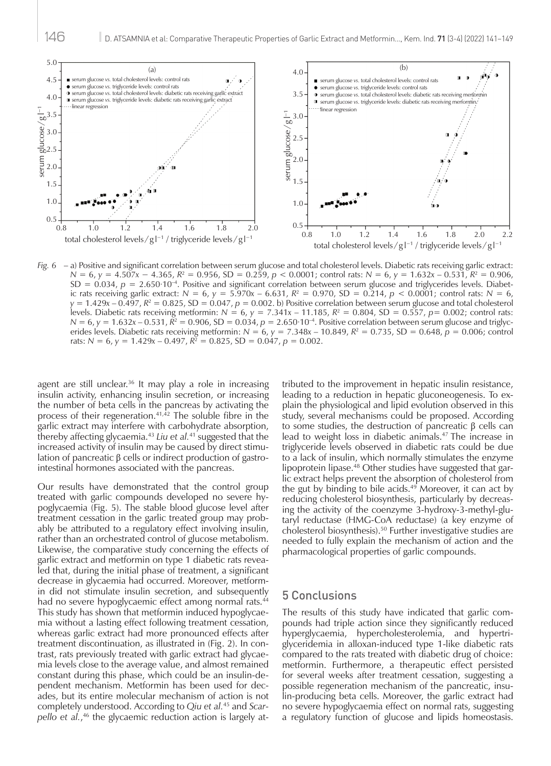*Fig. 6* – a) Positive and significant correlation between serum glucose and total cholesterol levels. Diabetic rats receiving garlic extract: $N = 6$, $y = 4.507x - 4.365$, $R^2 = 0.956$, SD = 0.259, $p < 0.0001$; control rats: $N = 6$, $y = 1.632x - 0.531$, $R^2 = 0.906$, SD = 0.034, $p = 2.650 \cdot 10^{-4}$. Positive and significant correlation between serum glucose and triglycerides levels. Diabetic rats receiving garlic extract: $N = 6$, $y = 5.970x - 6.631$, $R^2 = 0.970$, SD = 0.214, $p < 0.0001$; control rats: $N = 6$, $y = 1.429x - 0.497$, $R^2 = 0.825$, SD = 0.047, $p = 0.002$. b) Positive correlation between serum glucose and total cholesterol levels. Diabetic rats receiving metformin: $N = 6$, $y = 7.341x - 11.185$, $R^2 = 0.804$, SD = 0.557, $p = 0.002$; control rats: $N = 6$, $y = 1.632x - 0.531$, $R^2 = 0.906$, SD = 0.034, $p = 2.650 \cdot 10^{-4}$. Positive correlation between serum glucose and triglycerides levels. Diabetic rats receiving metformin: $N = 6$, $y = 7.348x - 10.849$, $R^2 = 0.735$, SD = 0.648, $p = 0.006$; control rats: $N = 6$, $y = 1.429x - 0.497$, $R^2 = 0.825$, SD = 0.047, $p = 0.002$.

agent are still unclear.[36] It may play a role in increasing insulin activity, enhancing insulin secretion, or increasing the number of beta cells in the pancreas by activating the process of their regeneration.[41,42] The soluble fibre in the garlic extract may interfere with carbohydrate absorption, thereby affecting glycaemia.[43] *Liu et al.*[41] suggested that the increased activity of insulin may be caused by direct stimulation of pancreatic β cells or indirect production of gastrointestinal hormones associated with the pancreas.

Our results have demonstrated that the control group treated with garlic compounds developed no severe hypoglycaemia (Fig. 5). The stable blood glucose level after treatment cessation in the garlic treated group may probably be attributed to a regulatory effect involving insulin, rather than an orchestrated control of glucose metabolism. Likewise, the comparative study concerning the effects of garlic extract and metformin on type 1 diabetic rats revealed that, during the initial phase of treatment, a significant decrease in glycaemia had occurred. Moreover, metformin did not stimulate insulin secretion, and subsequently had no severe hypoglycaemic effect among normal rats.[44] This study has shown that metformin induced hypoglycaemia without a lasting effect following treatment cessation, whereas garlic extract had more pronounced effects after treatment discontinuation, as illustrated in (Fig. 2). In contrast, rats previously treated with garlic extract had glycaemia levels close to the average value, and almost remained constant during this phase, which could be an insulin-dependent mechanism. Metformin has been used for decades, but its entire molecular mechanism of action is not completely understood. According to *Qiu et al.*[45] and *Scarpello et al.*,[46] the glycaemic reduction action is largely attributed to the improvement in hepatic insulin resistance, leading to a reduction in hepatic gluconeogenesis. To explain the physiological and lipid evolution observed in this study, several mechanisms could be proposed. According to some studies, the destruction of pancreatic β cells can lead to weight loss in diabetic animals.[47] The increase in triglyceride levels observed in diabetic rats could be due to a lack of insulin, which normally stimulates the enzyme lipoprotein lipase.[48] Other studies have suggested that garlic extract helps prevent the absorption of cholesterol from the gut by binding to bile acids.[49] Moreover, it can act by reducing cholesterol biosynthesis, particularly by decreasing the activity of the coenzyme 3-hydroxy-3-methyl-glutaryl reductase (HMG-CoA reductase) (a key enzyme of cholesterol biosynthesis).[50] Further investigative studies are needed to fully explain the mechanism of action and the pharmacological properties of garlic compounds.

## 5 Conclusions

The results of this study have indicated that garlic compounds had triple action since they significantly reduced hyperglycaemia, hypercholesterolemia, and hypertriglyceridemia in alloxan-induced type 1-like diabetic rats compared to the rats treated with diabetic drug of choice: metformin. Furthermore, a therapeutic effect persisted for several weeks after treatment cessation, suggesting a possible regeneration mechanism of the pancreatic, insulin-producing beta cells. Moreover, the garlic extract had no severe hypoglycaemia effect on normal rats, suggesting a regulatory function of glucose and lipids homeostasis.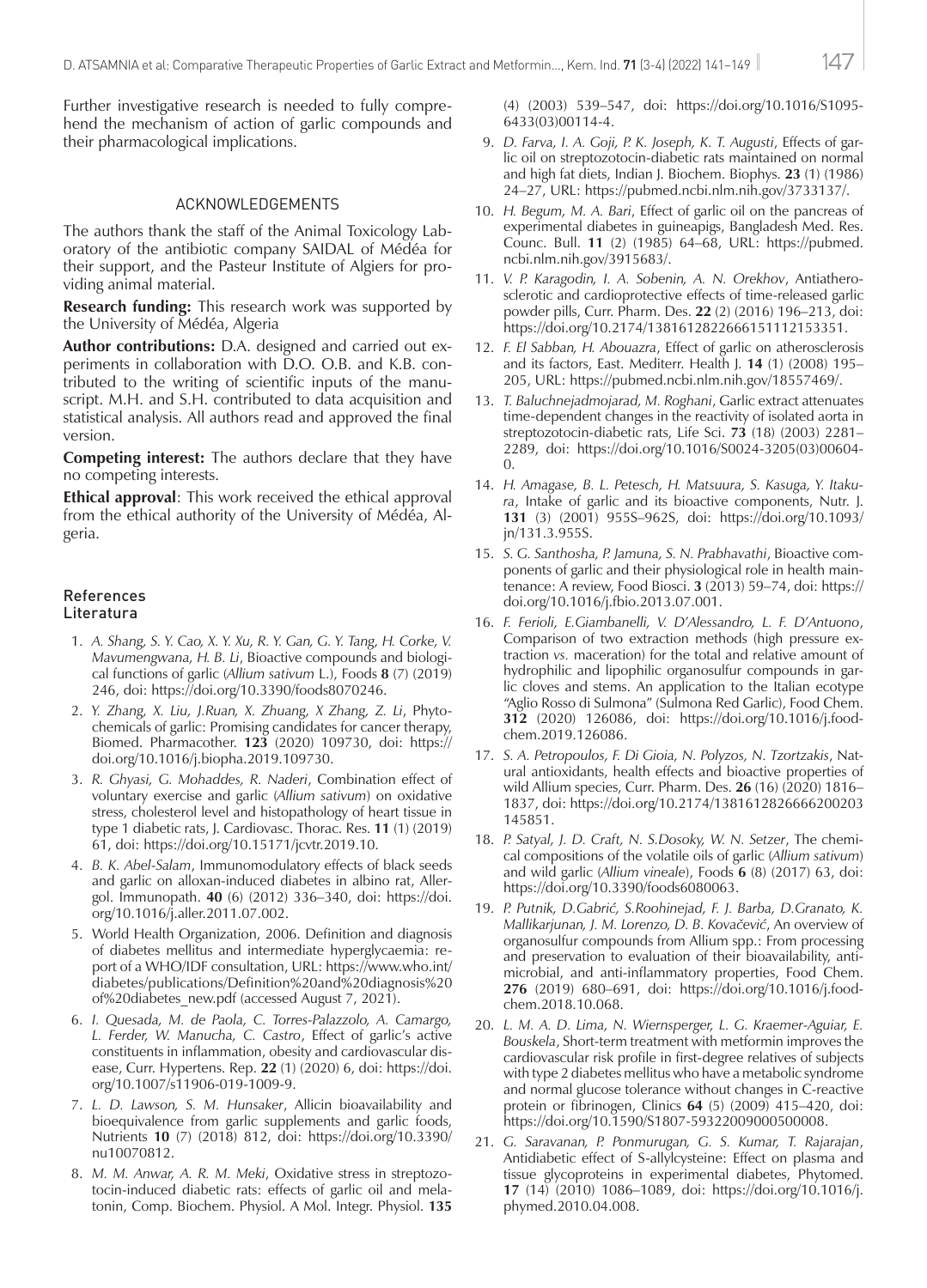Further investigative research is needed to fully comprehend the mechanism of action of garlic compounds and their pharmacological implications.

## ACKNOWLEDGEMENTS

The authors thank the staff of the Animal Toxicology Laboratory of the antibiotic company SAIDAL of Médéa for their support, and the Pasteur Institute of Algiers for providing animal material.

**Research funding:** This research work was supported by the University of Médéa, Algeria

**Author contributions:** D.A. designed and carried out experiments in collaboration with D.O. O.B. and K.B. contributed to the writing of scientific inputs of the manuscript. M.H. and S.H. contributed to data acquisition and statistical analysis. All authors read and approved the final version.

**Competing interest:** The authors declare that they have no competing interests.

**Ethical approval**: This work received the ethical approval from the ethical authority of the University of Médéa, Algeria.

## References
## Literatura

1. *A. Shang, S. Y. Cao, X. Y. Xu, R. Y. Gan, G. Y. Tang, H. Corke, V. Mavumengwana, H. B. Li*, Bioactive compounds and biological functions of garlic (*Allium sativum* L.), Foods **8** (7) (2019) 246, doi: https://doi.org/10.3390/foods8070246.
2. *Y. Zhang, X. Liu, J.Ruan, X. Zhuang, X Zhang, Z. Li*, Phytochemicals of garlic: Promising candidates for cancer therapy, Biomed. Pharmacother. **123** (2020) 109730, doi: https://doi.org/10.1016/j.biopha.2019.109730.
3. *R. Ghyasi, G. Mohaddes, R. Naderi*, Combination effect of voluntary exercise and garlic (*Allium sativum*) on oxidative stress, cholesterol level and histopathology of heart tissue in type 1 diabetic rats, J. Cardiovasc. Thorac. Res. **11** (1) (2019) 61, doi: https://doi.org/10.15171/jcvtr.2019.10.
4. *B. K. Abel-Salam*, Immunomodulatory effects of black seeds and garlic on alloxan-induced diabetes in albino rat, Allergol. Immunopath. **40** (6) (2012) 336–340, doi: https://doi.org/10.1016/j.aller.2011.07.002.
5. World Health Organization, 2006. Definition and diagnosis of diabetes mellitus and intermediate hyperglycaemia: report of a WHO/IDF consultation, URL: https://www.who.int/diabetes/publications/Definition%20and%20diagnosis%20of%20diabetes_new.pdf (accessed August 7, 2021).
6. *I. Quesada, M. de Paola, C. Torres-Palazzolo, A. Camargo, L. Ferder, W. Manucha, C. Castro*, Effect of garlic's active constituents in inflammation, obesity and cardiovascular disease, Curr. Hypertens. Rep. **22** (1) (2020) 6, doi: https://doi.org/10.1007/s11906-019-1009-9.
7. *L. D. Lawson, S. M. Hunsaker*, Allicin bioavailability and bioequivalence from garlic supplements and garlic foods, Nutrients **10** (7) (2018) 812, doi: https://doi.org/10.3390/nu10070812.
8. *M. M. Anwar, A. R. M. Meki*, Oxidative stress in streptozotocin-induced diabetic rats: effects of garlic oil and melatonin, Comp. Biochem. Physiol. A Mol. Integr. Physiol. **135** (4) (2003) 539–547, doi: https://doi.org/10.1016/S1095-6433(03)00114-4.
9. *D. Farva, I. A. Goji, P. K. Joseph, K. T. Augusti*, Effects of garlic oil on streptozotocin-diabetic rats maintained on normal and high fat diets, Indian J. Biochem. Biophys. **23** (1) (1986) 24–27, URL: https://pubmed.ncbi.nlm.nih.gov/3733137/.
10. *H. Begum, M. A. Bari*, Effect of garlic oil on the pancreas of experimental diabetes in guineapigs, Bangladesh Med. Res. Counc. Bull. **11** (2) (1985) 64–68, URL: https://pubmed.ncbi.nlm.nih.gov/3915683/.
11. *V. P. Karagodin, I. A. Sobenin, A. N. Orekhov*, Antiatherosclerotic and cardioprotective effects of time-released garlic powder pills, Curr. Pharm. Des. **22** (2) (2016) 196–213, doi: https://doi.org/10.2174/1381612822666151112153351.
12. *F. El Sabban, H. Abouazra*, Effect of garlic on atherosclerosis and its factors, East. Mediterr. Health J. **14** (1) (2008) 195–205, URL: https://pubmed.ncbi.nlm.nih.gov/18557469/.
13. *T. Baluchnejadmojarad, M. Roghani*, Garlic extract attenuates time-dependent changes in the reactivity of isolated aorta in streptozotocin-diabetic rats, Life Sci. **73** (18) (2003) 2281–2289, doi: https://doi.org/10.1016/S0024-3205(03)00604-0.
14. *H. Amagase, B. L. Petesch, H. Matsuura, S. Kasuga, Y. Itakura*, Intake of garlic and its bioactive components, Nutr. J. **131** (3) (2001) 955S–962S, doi: https://doi.org/10.1093/jn/131.3.955S.
15. *S. G. Santhosha, P. Jamuna, S. N. Prabhavathi*, Bioactive components of garlic and their physiological role in health maintenance: A review, Food Biosci. **3** (2013) 59–74, doi: https://doi.org/10.1016/j.fbio.2013.07.001.
16. *F. Ferioli, E.Giambanelli, V. D'Alessandro, L. F. D'Antuono*, Comparison of two extraction methods (high pressure extraction *vs.* maceration) for the total and relative amount of hydrophilic and lipophilic organosulfur compounds in garlic cloves and stems. An application to the Italian ecotype "Aglio Rosso di Sulmona" (Sulmona Red Garlic), Food Chem. **312** (2020) 126086, doi: https://doi.org/10.1016/j.foodchem.2019.126086.
17. *S. A. Petropoulos, F. Di Gioia, N. Polyzos, N. Tzortzakis*, Natural antioxidants, health effects and bioactive properties of wild Allium species, Curr. Pharm. Des. **26** (16) (2020) 1816–1837, doi: https://doi.org/10.2174/1381612826666200203145851.
18. *P. Satyal, J. D. Craft, N. S.Dosoky, W. N. Setzer*, The chemical compositions of the volatile oils of garlic (*Allium sativum*) and wild garlic (*Allium vineale*), Foods **6** (8) (2017) 63, doi: https://doi.org/10.3390/foods6080063.
19. *P. Putnik, D.Gabrić, S.Roohinejad, F. J. Barba, D.Granato, K. Mallikarjunan, J. M. Lorenzo, D. B. Kovačević*, An overview of organosulfur compounds from Allium spp.: From processing and preservation to evaluation of their bioavailability, antimicrobial, and anti-inflammatory properties, Food Chem. **276** (2019) 680–691, doi: https://doi.org/10.1016/j.foodchem.2018.10.068.
20. *L. M. A. D. Lima, N. Wiernsperger, L. G. Kraemer-Aguiar, E. Bouskela*, Short-term treatment with metformin improves the cardiovascular risk profile in first-degree relatives of subjects with type 2 diabetes mellitus who have a metabolic syndrome and normal glucose tolerance without changes in C-reactive protein or fibrinogen, Clinics **64** (5) (2009) 415–420, doi: https://doi.org/10.1590/S1807-59322009000500008.
21. *G. Saravanan, P. Ponmurugan, G. S. Kumar, T. Rajarajan*, Antidiabetic effect of S-allylcysteine: Effect on plasma and tissue glycoproteins in experimental diabetes, Phytomed. **17** (14) (2010) 1086–1089, doi: https://doi.org/10.1016/j.phymed.2010.04.008.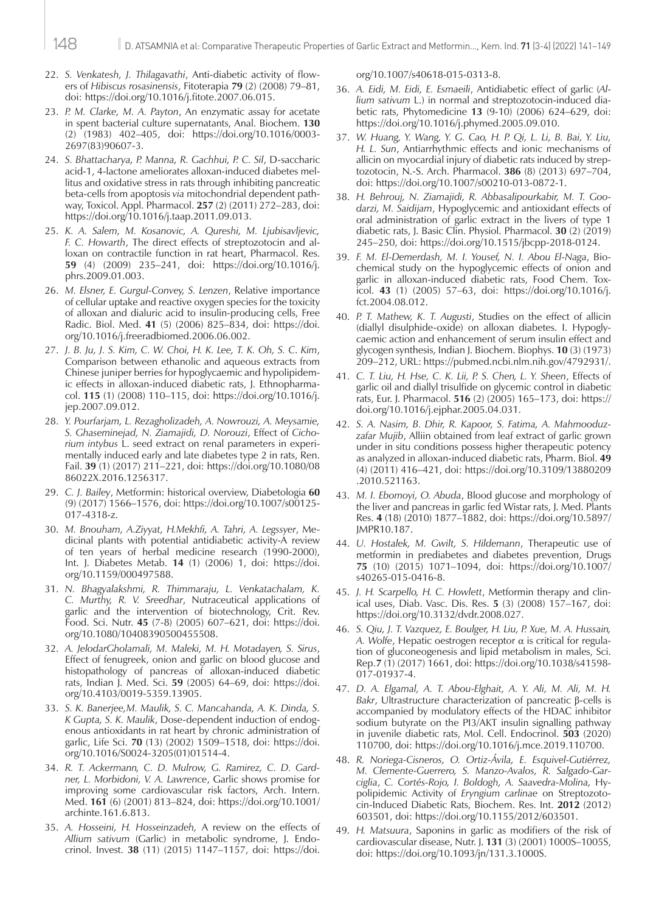22. *S. Venkatesh, J. Thilagavathi*, Anti-diabetic activity of flowers of *Hibiscus rosasinensis*, Fitoterapia **79** (2) (2008) 79–81, doi: https://doi.org/10.1016/j.fitote.2007.06.015.
23. *P. M. Clarke, M. A. Payton*, An enzymatic assay for acetate in spent bacterial culture supernatants, Anal. Biochem. **130** (2) (1983) 402–405, doi: https://doi.org/10.1016/0003-2697(83)90607-3.
24. *S. Bhattacharya, P. Manna, R. Gachhui, P. C. Sil*, D-saccharic acid-1, 4-lactone ameliorates alloxan-induced diabetes mellitus and oxidative stress in rats through inhibiting pancreatic beta-cells from apoptosis *via* mitochondrial dependent pathway, Toxicol. Appl. Pharmacol. **257** (2) (2011) 272–283, doi: https://doi.org/10.1016/j.taap.2011.09.013.
25. *K. A. Salem, M. Kosanovic, A. Qureshi, M. Ljubisavljevic, F. C. Howarth*, The direct effects of streptozotocin and alloxan on contractile function in rat heart, Pharmacol. Res. **59** (4) (2009) 235–241, doi: https://doi.org/10.1016/j.phrs.2009.01.003.
26. *M. Elsner, E. Gurgul-Convey, S. Lenzen*, Relative importance of cellular uptake and reactive oxygen species for the toxicity of alloxan and dialuric acid to insulin-producing cells, Free Radic. Biol. Med. **41** (5) (2006) 825–834, doi: https://doi.org/10.1016/j.freeradbiomed.2006.06.002.
27. *J. B. Ju, J. S. Kim, C. W. Choi, H. K. Lee, T. K. Oh, S. C. Kim*, Comparison between ethanolic and aqueous extracts from Chinese juniper berries for hypoglycaemic and hypolipidemic effects in alloxan-induced diabetic rats, J. Ethnopharmacol. **115** (1) (2008) 110–115, doi: https://doi.org/10.1016/j.jep.2007.09.012.
28. *Y. Pourfarjam, L. Rezagholizadeh, A. Nowrouzi, A. Meysamie, S. Ghaseminejad, N. Ziamajidi, D. Norouzi*, Effect of *Cichorium intybus* L. seed extract on renal parameters in experimentally induced early and late diabetes type 2 in rats, Ren. Fail. **39** (1) (2017) 211–221, doi: https://doi.org/10.1080/0886022X.2016.1256317.
29. *C. J. Bailey*, Metformin: historical overview, Diabetologia **60** (9) (2017) 1566–1576, doi: https://doi.org/10.1007/s00125-017-4318-z.
30. *M. Bnouham, A.Ziyyat, H.Mekhfi, A. Tahri, A. Legssyer*, Medicinal plants with potential antidiabetic activity-A review of ten years of herbal medicine research (1990-2000), Int. J. Diabetes Metab. **14** (1) (2006) 1, doi: https://doi.org/10.1159/000497588.
31. *N. Bhagyalakshmi, R. Thimmaraju, L. Venkatachalam, K. C. Murthy, R. V. Sreedhar*, Nutraceutical applications of garlic and the intervention of biotechnology, Crit. Rev. Food. Sci. Nutr. **45** (7-8) (2005) 607–621, doi: https://doi.org/10.1080/10408390500455508.
32. *A. JelodarGholamali, M. Maleki, M. H. Motadayen, S. Sirus*, Effect of fenugreek, onion and garlic on blood glucose and histopathology of pancreas of alloxan-induced diabetic rats, Indian J. Med. Sci. **59** (2005) 64–69, doi: https://doi.org/10.4103/0019-5359.13905.
33. *S. K. Banerjee,M. Maulik, S. C. Mancahanda, A. K. Dinda, S. K Gupta, S. K. Maulik*, Dose-dependent induction of endogenous antioxidants in rat heart by chronic administration of garlic, Life Sci. **70** (13) (2002) 1509–1518, doi: https://doi.org/10.1016/S0024-3205(01)01514-4.
34. *R. T. Ackermann, C. D. Mulrow, G. Ramirez, C. D. Gardner, L. Morbidoni, V. A. Lawrence*, Garlic shows promise for improving some cardiovascular risk factors, Arch. Intern. Med. **161** (6) (2001) 813–824, doi: https://doi.org/10.1001/archinte.161.6.813.
35. *A. Hosseini, H. Hosseinzadeh*, A review on the effects of *Allium sativum* (Garlic) in metabolic syndrome, J. Endocrinol. Invest. **38** (11) (2015) 1147–1157, doi: https://doi.org/10.1007/s40618-015-0313-8.
36. *A. Eidi, M. Eidi, E. Esmaeili*, Antidiabetic effect of garlic (*Allium sativum* L.) in normal and streptozotocin-induced diabetic rats, Phytomedicine **13** (9-10) (2006) 624–629, doi: https://doi.org/10.1016/j.phymed.2005.09.010.
37. *W. Huang, Y. Wang, Y. G. Cao, H. P. Qi, L. Li, B. Bai, Y. Liu, H. L. Sun*, Antiarrhythmic effects and ionic mechanisms of allicin on myocardial injury of diabetic rats induced by streptozotocin, N.-S. Arch. Pharmacol. **386** (8) (2013) 697–704, doi: https://doi.org/10.1007/s00210-013-0872-1.
38. *H. Behrouj, N. Ziamajidi, R. Abbasalipourkabir, M. T. Goodarzi, M. Saidijam*, Hypoglycemic and antioxidant effects of oral administration of garlic extract in the livers of type 1 diabetic rats, J. Basic Clin. Physiol. Pharmacol. **30** (2) (2019) 245–250, doi: https://doi.org/10.1515/jbcpp-2018-0124.
39. *F. M. El-Demerdash, M. I. Yousef, N. I. Abou El-Naga*, Biochemical study on the hypoglycemic effects of onion and garlic in alloxan-induced diabetic rats, Food Chem. Toxicol. **43** (1) (2005) 57–63, doi: https://doi.org/10.1016/j.fct.2004.08.012.
40. *P. T. Mathew, K. T. Augusti*, Studies on the effect of allicin (diallyl disulphide-oxide) on alloxan diabetes. I. Hypoglycaemic action and enhancement of serum insulin effect and glycogen synthesis, Indian J. Biochem. Biophys. **10** (3) (1973) 209–212, URL: https://pubmed.ncbi.nlm.nih.gov/4792931/.
41. *C. T. Liu, H. Hse, C. K. Lii, P. S. Chen, L. Y. Sheen*, Effects of garlic oil and diallyl trisulfide on glycemic control in diabetic rats, Eur. J. Pharmacol. **516** (2) (2005) 165–173, doi: https://doi.org/10.1016/j.ejphar.2005.04.031.
42. *S. A. Nasim, B. Dhir, R. Kapoor, S. Fatima, A. Mahmooduzzafar Mujib*, Alliin obtained from leaf extract of garlic grown under in situ conditions possess higher therapeutic potency as analyzed in alloxan-induced diabetic rats, Pharm. Biol. **49** (4) (2011) 416–421, doi: https://doi.org/10.3109/13880209.2010.521163.
43. *M. I. Ebomoyi, O. Abuda*, Blood glucose and morphology of the liver and pancreas in garlic fed Wistar rats, J. Med. Plants Res. **4** (18) (2010) 1877–1882, doi: https://doi.org/10.5897/JMPR10.187.
44. *U. Hostalek, M. Gwilt, S. Hildemann*, Therapeutic use of metformin in prediabetes and diabetes prevention, Drugs **75** (10) (2015) 1071–1094, doi: https://doi.org/10.1007/s40265-015-0416-8.
45. *J. H. Scarpello, H. C. Howlett*, Metformin therapy and clinical uses, Diab. Vasc. Dis. Res. **5** (3) (2008) 157–167, doi: https://doi.org/10.3132/dvdr.2008.027.
46. *S. Qiu, J. T. Vazquez, E. Boulger, H. Liu, P. Xue, M. A. Hussain, A. Wolfe*, Hepatic oestrogen receptor α is critical for regulation of gluconeogenesis and lipid metabolism in males, Sci. Rep.**7** (1) (2017) 1661, doi: https://doi.org/10.1038/s41598-017-01937-4.
47. *D. A. Elgamal, A. T. Abou-Elghait, A. Y. Ali, M. Ali, M. H. Bakr*, Ultrastructure characterization of pancreatic β-cells is accompanied by modulatory effects of the HDAC inhibitor sodium butyrate on the PI3/AKT insulin signalling pathway in juvenile diabetic rats, Mol. Cell. Endocrinol. **503** (2020) 110700, doi: https://doi.org/10.1016/j.mce.2019.110700.
48. *R. Noriega-Cisneros, O. Ortiz-Ávila, E. Esquivel-Gutiérrez, M. Clemente-Guerrero, S. Manzo-Avalos, R. Salgado-Garciglia, C. Cortés-Rojo, I. Boldogh, A. Saavedra-Molina*, Hypolipidemic Activity of *Eryngium carlinae* on Streptozotocin-Induced Diabetic Rats, Biochem. Res. Int. **2012** (2012) 603501, doi: https://doi.org/10.1155/2012/603501.
49. *H. Matsuura*, Saponins in garlic as modifiers of the risk of cardiovascular disease, Nutr. J. **131** (3) (2001) 1000S–1005S, doi: https://doi.org/10.1093/jn/131.3.1000S.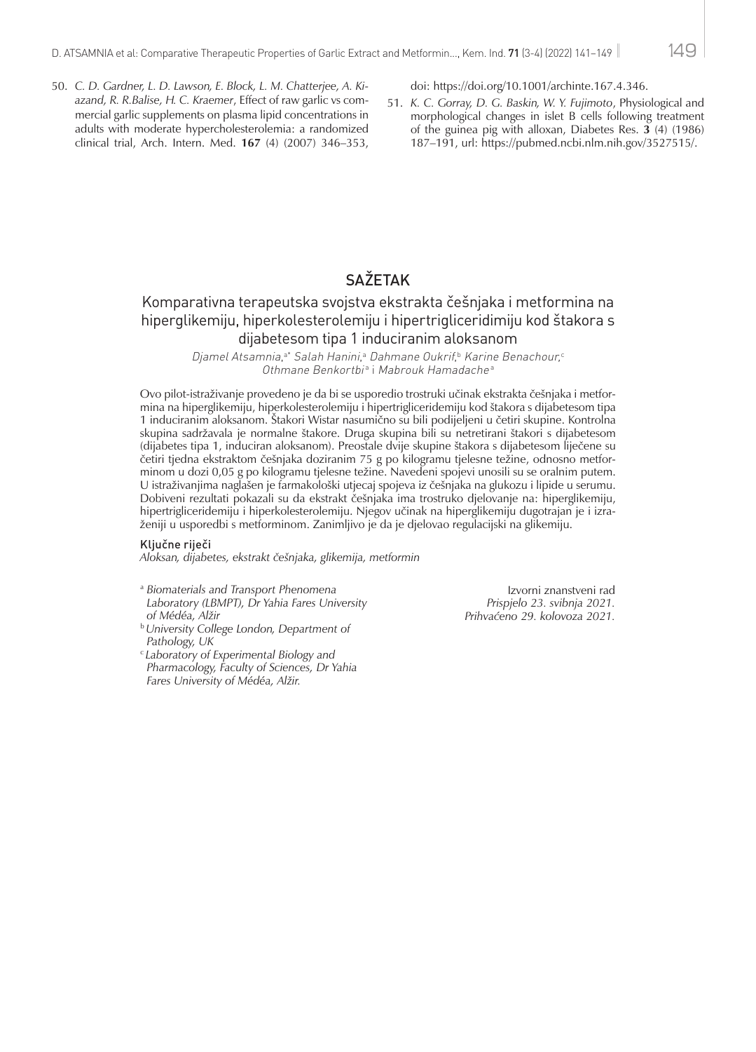50. *C. D. Gardner, L. D. Lawson, E. Block, L. M. Chatterjee, A. Kiazand, R. R.Balise, H. C. Kraemer*, Effect of raw garlic vs commercial garlic supplements on plasma lipid concentrations in adults with moderate hypercholesterolemia: a randomized clinical trial, Arch. Intern. Med. **167** (4) (2007) 346–353, doi: https://doi.org/10.1001/archinte.167.4.346.
51. *K. C. Gorray, D. G. Baskin, W. Y. Fujimoto*, Physiological and morphological changes in islet B cells following treatment of the guinea pig with alloxan, Diabetes Res. **3** (4) (1986) 187–191, url: https://pubmed.ncbi.nlm.nih.gov/3527515/.

## SAŽETAK

### Komparativna terapeutska svojstva ekstrakta češnjaka i metformina na hiperglikemiju, hiperkolesterolemiju i hipertrigliceridimiju kod štakora s dijabetesom tipa 1 induciranim aloksanom

*Djamel Atsamnia,[a*] Salah Hanini,[a] Dahmane Oukrif,[b] Karine Benachour,[c] Othmane Benkortbi[a] i Mabrouk Hamadache[a]*

Ovo pilot-istraživanje provedeno je da bi se usporedio trostruki učinak ekstrakta češnjaka i metformina na hiperglikemiju, hiperkolesterolemiju i hipertrigliceridemiju kod štakora s dijabetesom tipa 1 induciranim aloksanom. Štakori Wistar nasumično su bili podijeljeni u četiri skupine. Kontrolna skupina sadržavala je normalne štakore. Druga skupina bili su netretirani štakori s dijabetesom (dijabetes tipa 1, induciran aloksanom). Preostale dvije skupine štakora s dijabetesom liječene su četiri tjedna ekstraktom češnjaka doziranim 75 g po kilogramu tjelesne težine, odnosno metforminom u dozi 0,05 g po kilogramu tjelesne težine. Navedeni spojevi unosili su se oralnim putem. U istraživanjima naglašen je farmakološki utjecaj spojeva iz češnjaka na glukozu i lipide u serumu. Dobiveni rezultati pokazali su da ekstrakt češnjaka ima trostruko djelovanje na: hiperglikemiju, hipertrigliceridemiju i hiperkolesterolemiju. Njegov učinak na hiperglikemiju dugotrajan je i izraženiji u usporedbi s metforminom. Zanimljivo je da je djelovao regulacijski na glikemiju.

#### Ključne riječi

*Aloksan, dijabetes, ekstrakt češnjaka, glikemija, metformin*

[a] *Biomaterials and Transport Phenomena Laboratory (LBMPT), Dr Yahia Fares University of Médéa, Alžir*

[b] *University College London, Department of Pathology, UK*

[c] *Laboratory of Experimental Biology and Pharmacology, Faculty of Sciences, Dr Yahia Fares University of Médéa, Alžir.*

Izvorni znanstveni rad
*Prispjelo 23. svibnja 2021.*
*Prihvaćeno 29. kolovoza 2021.*